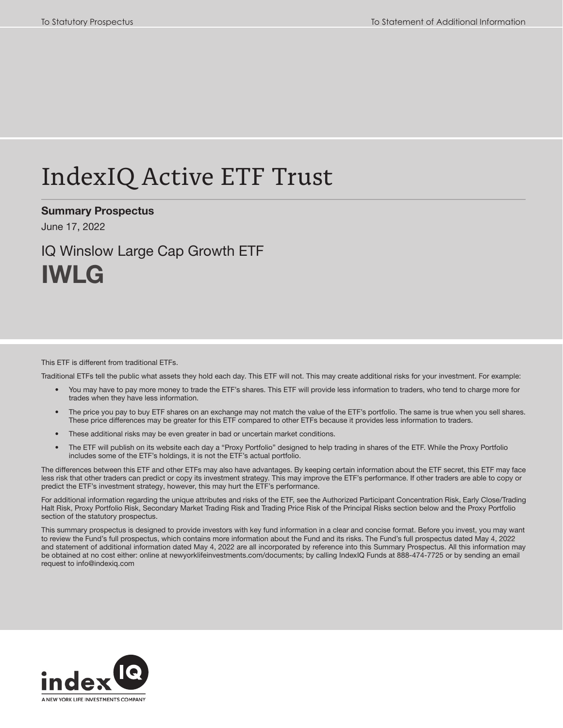To Statutory Prospectus

To Statement of Additional Information

# IndexIQ Active ETF Trust

**Summary Prospectus**

June 17, 2022

## IQ Winslow Large Cap Growth ETF

# IWLG

This ETF is different from traditional ETFs.

Traditional ETFs tell the public what assets they hold each day. This ETF will not. This may create additional risks for your investment. For example:

- You may have to pay more money to trade the ETF's shares. This ETF will provide less information to traders, who tend to charge more for trades when they have less information.
- The price you pay to buy ETF shares on an exchange may not match the value of the ETF's portfolio. The same is true when you sell shares. These price differences may be greater for this ETF compared to other ETFs because it provides less information to traders.
- These additional risks may be even greater in bad or uncertain market conditions.
- The ETF will publish on its website each day a "Proxy Portfolio" designed to help trading in shares of the ETF. While the Proxy Portfolio includes some of the ETF's holdings, it is not the ETF's actual portfolio.

The differences between this ETF and other ETFs may also have advantages. By keeping certain information about the ETF secret, this ETF may face less risk that other traders can predict or copy its investment strategy. This may improve the ETF's performance. If other traders are able to copy or predict the ETF's investment strategy, however, this may hurt the ETF's performance.

For additional information regarding the unique attributes and risks of the ETF, see the Authorized Participant Concentration Risk, Early Close/Trading Halt Risk, Proxy Portfolio Risk, Secondary Market Trading Risk and Trading Price Risk of the Principal Risks section below and the Proxy Portfolio section of the statutory prospectus.

This summary prospectus is designed to provide investors with key fund information in a clear and concise format. Before you invest, you may want to review the Fund's full prospectus, which contains more information about the Fund and its risks. The Fund's full prospectus dated May 4, 2022 and statement of additional information dated May 4, 2022 are all incorporated by reference into this Summary Prospectus. All this information may be obtained at no cost either: online at newyorklifeinvestments.com/documents; by calling IndexIQ Funds at 888-474-7725 or by sending an email request to info@indexiq.com

index IQ

A NEW YORK LIFE INVESTMENTS COMPANY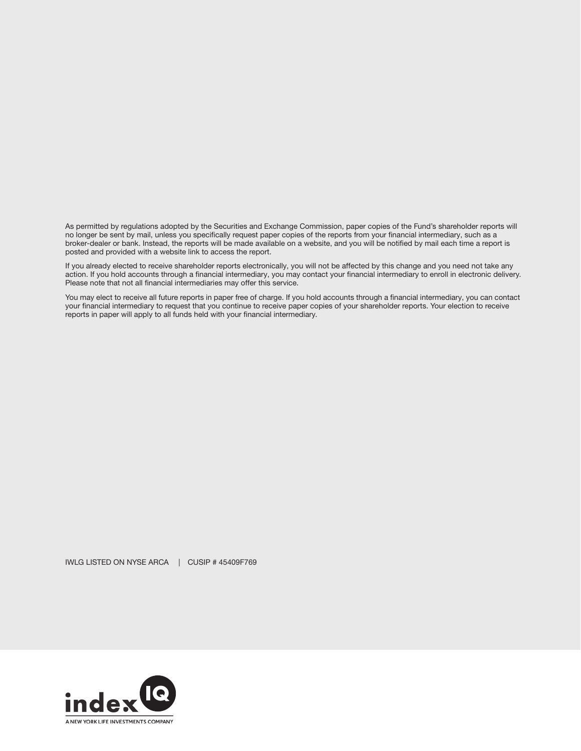As permitted by regulations adopted by the Securities and Exchange Commission, paper copies of the Fund's shareholder reports will no longer be sent by mail, unless you specifically request paper copies of the reports from your financial intermediary, such as a broker-dealer or bank. Instead, the reports will be made available on a website, and you will be notified by mail each time a report is posted and provided with a website link to access the report.

If you already elected to receive shareholder reports electronically, you will not be affected by this change and you need not take any action. If you hold accounts through a financial intermediary, you may contact your financial intermediary to enroll in electronic delivery. Please note that not all financial intermediaries may offer this service.

You may elect to receive all future reports in paper free of charge. If you hold accounts through a financial intermediary, you can contact your financial intermediary to request that you continue to receive paper copies of your shareholder reports. Your election to receive reports in paper will apply to all funds held with your financial intermediary.

IWLG LISTED ON NYSE ARCA | CUSIP # 45409F769

index IQ

A NEW YORK LIFE INVESTMENTS COMPANY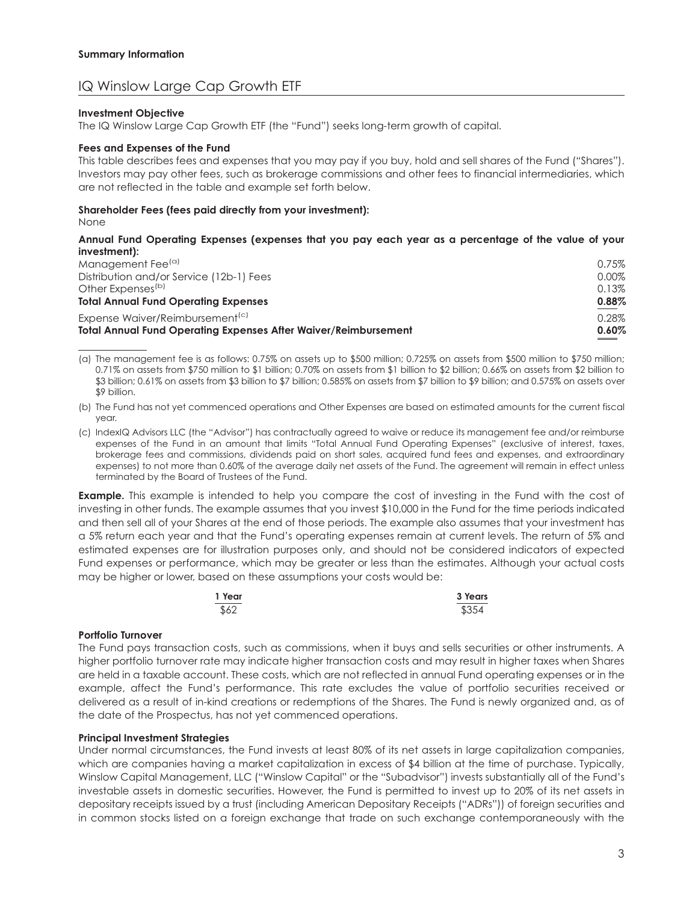**Summary Information**

## IQ Winslow Large Cap Growth ETF

**Investment Objective**

The IQ Winslow Large Cap Growth ETF (the "Fund") seeks long-term growth of capital.

**Fees and Expenses of the Fund**

This table describes fees and expenses that you may pay if you buy, hold and sell shares of the Fund ("Shares"). Investors may pay other fees, such as brokerage commissions and other fees to financial intermediaries, which are not reflected in the table and example set forth below.

**Shareholder Fees (fees paid directly from your investment):**

None

**Annual Fund Operating Expenses (expenses that you pay each year as a percentage of the value of your investment):**

| | |
|---|---|
| Management Fee[(a)] | 0.75% |
| Distribution and/or Service (12b-1) Fees | 0.00% |
| Other Expenses[(b)] | 0.13% |
| **Total Annual Fund Operating Expenses** | **0.88%** |
| Expense Waiver/Reimbursement[(c)] | 0.28% |
| **Total Annual Fund Operating Expenses After Waiver/Reimbursement** | **0.60%** |

(a) The management fee is as follows: 0.75% on assets up to $500 million; 0.725% on assets from $500 million to $750 million; 0.71% on assets from $750 million to $1 billion; 0.70% on assets from $1 billion to $2 billion; 0.66% on assets from $2 billion to $3 billion; 0.61% on assets from $3 billion to $7 billion; 0.585% on assets from $7 billion to $9 billion; and 0.575% on assets over $9 billion.

(b) The Fund has not yet commenced operations and Other Expenses are based on estimated amounts for the current fiscal year.

(c) IndexIQ Advisors LLC (the "Advisor") has contractually agreed to waive or reduce its management fee and/or reimburse expenses of the Fund in an amount that limits "Total Annual Fund Operating Expenses" (exclusive of interest, taxes, brokerage fees and commissions, dividends paid on short sales, acquired fund fees and expenses, and extraordinary expenses) to not more than 0.60% of the average daily net assets of the Fund. The agreement will remain in effect unless terminated by the Board of Trustees of the Fund.

**Example.** This example is intended to help you compare the cost of investing in the Fund with the cost of investing in other funds. The example assumes that you invest $10,000 in the Fund for the time periods indicated and then sell all of your Shares at the end of those periods. The example also assumes that your investment has a 5% return each year and that the Fund's operating expenses remain at current levels. The return of 5% and estimated expenses are for illustration purposes only, and should not be considered indicators of expected Fund expenses or performance, which may be greater or less than the estimates. Although your actual costs may be higher or lower, based on these assumptions your costs would be:

| 1 Year | 3 Years |
|---|---|
| $62 | $354 |

**Portfolio Turnover**

The Fund pays transaction costs, such as commissions, when it buys and sells securities or other instruments. A higher portfolio turnover rate may indicate higher transaction costs and may result in higher taxes when Shares are held in a taxable account. These costs, which are not reflected in annual Fund operating expenses or in the example, affect the Fund's performance. This rate excludes the value of portfolio securities received or delivered as a result of in-kind creations or redemptions of the Shares. The Fund is newly organized and, as of the date of the Prospectus, has not yet commenced operations.

**Principal Investment Strategies**

Under normal circumstances, the Fund invests at least 80% of its net assets in large capitalization companies, which are companies having a market capitalization in excess of $4 billion at the time of purchase. Typically, Winslow Capital Management, LLC ("Winslow Capital" or the "Subadvisor") invests substantially all of the Fund's investable assets in domestic securities. However, the Fund is permitted to invest up to 20% of its net assets in depositary receipts issued by a trust (including American Depositary Receipts ("ADRs")) of foreign securities and in common stocks listed on a foreign exchange that trade on such exchange contemporaneously with the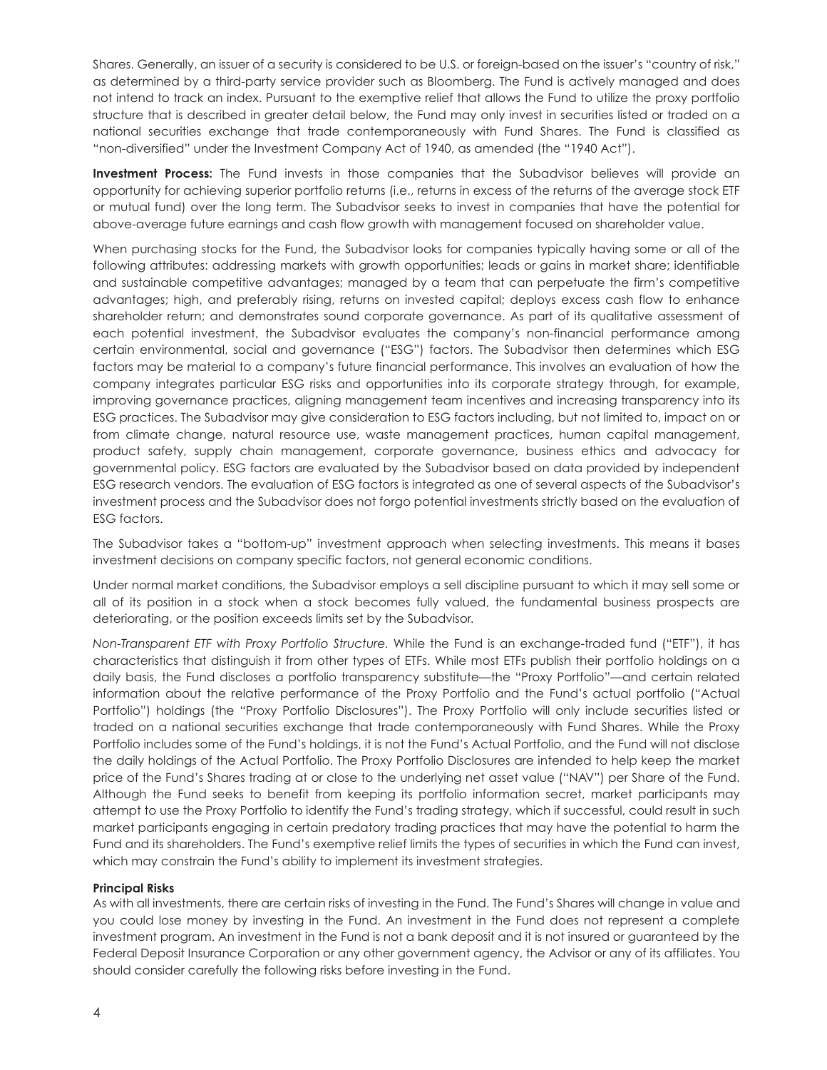Shares. Generally, an issuer of a security is considered to be U.S. or foreign-based on the issuer's "country of risk," as determined by a third-party service provider such as Bloomberg. The Fund is actively managed and does not intend to track an index. Pursuant to the exemptive relief that allows the Fund to utilize the proxy portfolio structure that is described in greater detail below, the Fund may only invest in securities listed or traded on a national securities exchange that trade contemporaneously with Fund Shares. The Fund is classified as "non-diversified" under the Investment Company Act of 1940, as amended (the "1940 Act").

**Investment Process:** The Fund invests in those companies that the Subadvisor believes will provide an opportunity for achieving superior portfolio returns (i.e., returns in excess of the returns of the average stock ETF or mutual fund) over the long term. The Subadvisor seeks to invest in companies that have the potential for above-average future earnings and cash flow growth with management focused on shareholder value.

When purchasing stocks for the Fund, the Subadvisor looks for companies typically having some or all of the following attributes: addressing markets with growth opportunities; leads or gains in market share; identifiable and sustainable competitive advantages; managed by a team that can perpetuate the firm's competitive advantages; high, and preferably rising, returns on invested capital; deploys excess cash flow to enhance shareholder return; and demonstrates sound corporate governance. As part of its qualitative assessment of each potential investment, the Subadvisor evaluates the company's non-financial performance among certain environmental, social and governance ("ESG") factors. The Subadvisor then determines which ESG factors may be material to a company's future financial performance. This involves an evaluation of how the company integrates particular ESG risks and opportunities into its corporate strategy through, for example, improving governance practices, aligning management team incentives and increasing transparency into its ESG practices. The Subadvisor may give consideration to ESG factors including, but not limited to, impact on or from climate change, natural resource use, waste management practices, human capital management, product safety, supply chain management, corporate governance, business ethics and advocacy for governmental policy. ESG factors are evaluated by the Subadvisor based on data provided by independent ESG research vendors. The evaluation of ESG factors is integrated as one of several aspects of the Subadvisor's investment process and the Subadvisor does not forgo potential investments strictly based on the evaluation of ESG factors.

The Subadvisor takes a "bottom-up" investment approach when selecting investments. This means it bases investment decisions on company specific factors, not general economic conditions.

Under normal market conditions, the Subadvisor employs a sell discipline pursuant to which it may sell some or all of its position in a stock when a stock becomes fully valued, the fundamental business prospects are deteriorating, or the position exceeds limits set by the Subadvisor.

*Non-Transparent ETF with Proxy Portfolio Structure.* While the Fund is an exchange-traded fund ("ETF"), it has characteristics that distinguish it from other types of ETFs. While most ETFs publish their portfolio holdings on a daily basis, the Fund discloses a portfolio transparency substitute—the "Proxy Portfolio"—and certain related information about the relative performance of the Proxy Portfolio and the Fund's actual portfolio ("Actual Portfolio") holdings (the "Proxy Portfolio Disclosures"). The Proxy Portfolio will only include securities listed or traded on a national securities exchange that trade contemporaneously with Fund Shares. While the Proxy Portfolio includes some of the Fund's holdings, it is not the Fund's Actual Portfolio, and the Fund will not disclose the daily holdings of the Actual Portfolio. The Proxy Portfolio Disclosures are intended to help keep the market price of the Fund's Shares trading at or close to the underlying net asset value ("NAV") per Share of the Fund. Although the Fund seeks to benefit from keeping its portfolio information secret, market participants may attempt to use the Proxy Portfolio to identify the Fund's trading strategy, which if successful, could result in such market participants engaging in certain predatory trading practices that may have the potential to harm the Fund and its shareholders. The Fund's exemptive relief limits the types of securities in which the Fund can invest, which may constrain the Fund's ability to implement its investment strategies.

**Principal Risks**

As with all investments, there are certain risks of investing in the Fund. The Fund's Shares will change in value and you could lose money by investing in the Fund. An investment in the Fund does not represent a complete investment program. An investment in the Fund is not a bank deposit and it is not insured or guaranteed by the Federal Deposit Insurance Corporation or any other government agency, the Advisor or any of its affiliates. You should consider carefully the following risks before investing in the Fund.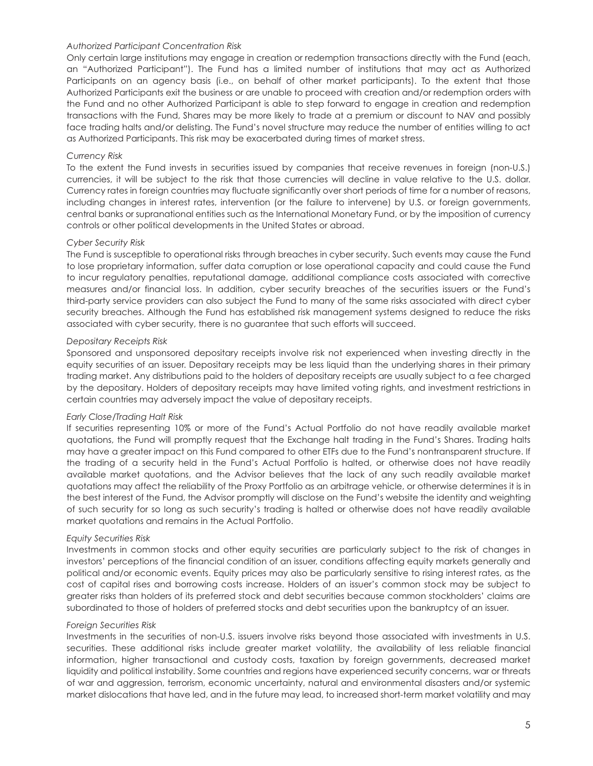*Authorized Participant Concentration Risk*

Only certain large institutions may engage in creation or redemption transactions directly with the Fund (each, an "Authorized Participant"). The Fund has a limited number of institutions that may act as Authorized Participants on an agency basis (i.e., on behalf of other market participants). To the extent that those Authorized Participants exit the business or are unable to proceed with creation and/or redemption orders with the Fund and no other Authorized Participant is able to step forward to engage in creation and redemption transactions with the Fund, Shares may be more likely to trade at a premium or discount to NAV and possibly face trading halts and/or delisting. The Fund's novel structure may reduce the number of entities willing to act as Authorized Participants. This risk may be exacerbated during times of market stress.

*Currency Risk*

To the extent the Fund invests in securities issued by companies that receive revenues in foreign (non-U.S.) currencies, it will be subject to the risk that those currencies will decline in value relative to the U.S. dollar. Currency rates in foreign countries may fluctuate significantly over short periods of time for a number of reasons, including changes in interest rates, intervention (or the failure to intervene) by U.S. or foreign governments, central banks or supranational entities such as the International Monetary Fund, or by the imposition of currency controls or other political developments in the United States or abroad.

*Cyber Security Risk*

The Fund is susceptible to operational risks through breaches in cyber security. Such events may cause the Fund to lose proprietary information, suffer data corruption or lose operational capacity and could cause the Fund to incur regulatory penalties, reputational damage, additional compliance costs associated with corrective measures and/or financial loss. In addition, cyber security breaches of the securities issuers or the Fund's third-party service providers can also subject the Fund to many of the same risks associated with direct cyber security breaches. Although the Fund has established risk management systems designed to reduce the risks associated with cyber security, there is no guarantee that such efforts will succeed.

*Depositary Receipts Risk*

Sponsored and unsponsored depositary receipts involve risk not experienced when investing directly in the equity securities of an issuer. Depositary receipts may be less liquid than the underlying shares in their primary trading market. Any distributions paid to the holders of depositary receipts are usually subject to a fee charged by the depositary. Holders of depositary receipts may have limited voting rights, and investment restrictions in certain countries may adversely impact the value of depositary receipts.

*Early Close/Trading Halt Risk*

If securities representing 10% or more of the Fund's Actual Portfolio do not have readily available market quotations, the Fund will promptly request that the Exchange halt trading in the Fund's Shares. Trading halts may have a greater impact on this Fund compared to other ETFs due to the Fund's nontransparent structure. If the trading of a security held in the Fund's Actual Portfolio is halted, or otherwise does not have readily available market quotations, and the Advisor believes that the lack of any such readily available market quotations may affect the reliability of the Proxy Portfolio as an arbitrage vehicle, or otherwise determines it is in the best interest of the Fund, the Advisor promptly will disclose on the Fund's website the identity and weighting of such security for so long as such security's trading is halted or otherwise does not have readily available market quotations and remains in the Actual Portfolio.

*Equity Securities Risk*

Investments in common stocks and other equity securities are particularly subject to the risk of changes in investors' perceptions of the financial condition of an issuer, conditions affecting equity markets generally and political and/or economic events. Equity prices may also be particularly sensitive to rising interest rates, as the cost of capital rises and borrowing costs increase. Holders of an issuer's common stock may be subject to greater risks than holders of its preferred stock and debt securities because common stockholders' claims are subordinated to those of holders of preferred stocks and debt securities upon the bankruptcy of an issuer.

*Foreign Securities Risk*

Investments in the securities of non-U.S. issuers involve risks beyond those associated with investments in U.S. securities. These additional risks include greater market volatility, the availability of less reliable financial information, higher transactional and custody costs, taxation by foreign governments, decreased market liquidity and political instability. Some countries and regions have experienced security concerns, war or threats of war and aggression, terrorism, economic uncertainty, natural and environmental disasters and/or systemic market dislocations that have led, and in the future may lead, to increased short-term market volatility and may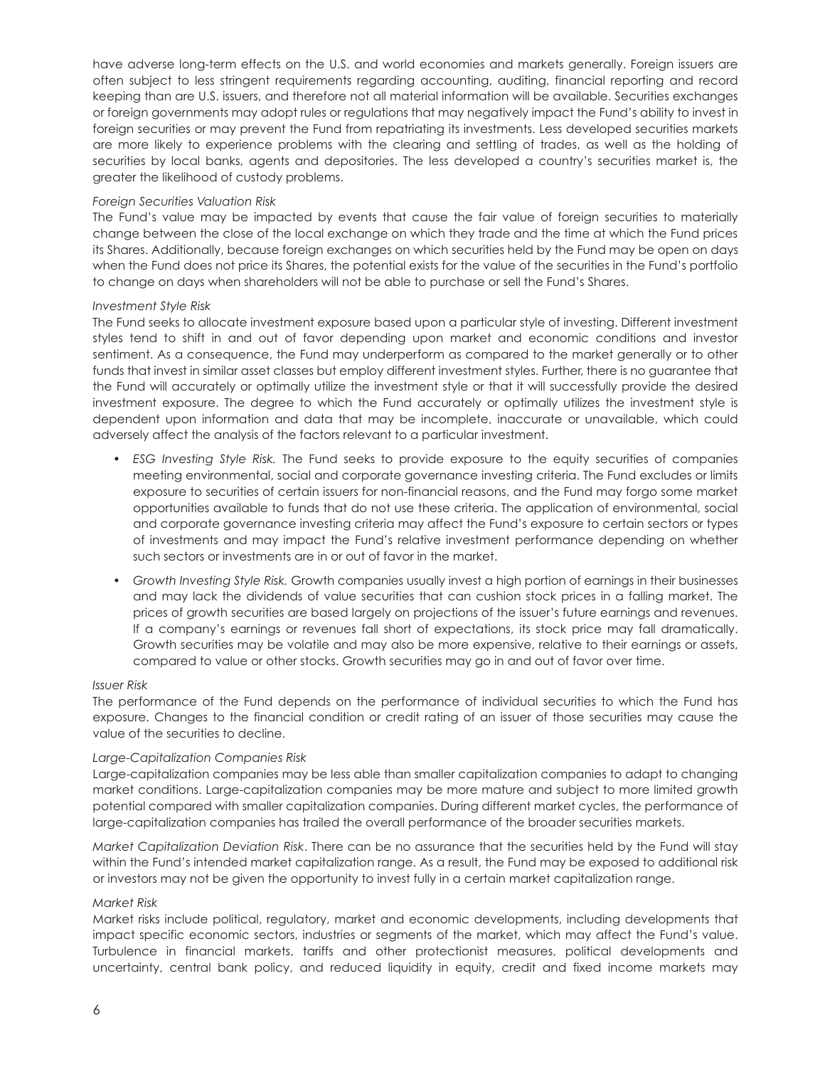have adverse long-term effects on the U.S. and world economies and markets generally. Foreign issuers are often subject to less stringent requirements regarding accounting, auditing, financial reporting and record keeping than are U.S. issuers, and therefore not all material information will be available. Securities exchanges or foreign governments may adopt rules or regulations that may negatively impact the Fund's ability to invest in foreign securities or may prevent the Fund from repatriating its investments. Less developed securities markets are more likely to experience problems with the clearing and settling of trades, as well as the holding of securities by local banks, agents and depositories. The less developed a country's securities market is, the greater the likelihood of custody problems.

*Foreign Securities Valuation Risk*

The Fund's value may be impacted by events that cause the fair value of foreign securities to materially change between the close of the local exchange on which they trade and the time at which the Fund prices its Shares. Additionally, because foreign exchanges on which securities held by the Fund may be open on days when the Fund does not price its Shares, the potential exists for the value of the securities in the Fund's portfolio to change on days when shareholders will not be able to purchase or sell the Fund's Shares.

*Investment Style Risk*

The Fund seeks to allocate investment exposure based upon a particular style of investing. Different investment styles tend to shift in and out of favor depending upon market and economic conditions and investor sentiment. As a consequence, the Fund may underperform as compared to the market generally or to other funds that invest in similar asset classes but employ different investment styles. Further, there is no guarantee that the Fund will accurately or optimally utilize the investment style or that it will successfully provide the desired investment exposure. The degree to which the Fund accurately or optimally utilizes the investment style is dependent upon information and data that may be incomplete, inaccurate or unavailable, which could adversely affect the analysis of the factors relevant to a particular investment.

- *ESG Investing Style Risk.* The Fund seeks to provide exposure to the equity securities of companies meeting environmental, social and corporate governance investing criteria. The Fund excludes or limits exposure to securities of certain issuers for non-financial reasons, and the Fund may forgo some market opportunities available to funds that do not use these criteria. The application of environmental, social and corporate governance investing criteria may affect the Fund's exposure to certain sectors or types of investments and may impact the Fund's relative investment performance depending on whether such sectors or investments are in or out of favor in the market.
- *Growth Investing Style Risk.* Growth companies usually invest a high portion of earnings in their businesses and may lack the dividends of value securities that can cushion stock prices in a falling market. The prices of growth securities are based largely on projections of the issuer's future earnings and revenues. If a company's earnings or revenues fall short of expectations, its stock price may fall dramatically. Growth securities may be volatile and may also be more expensive, relative to their earnings or assets, compared to value or other stocks. Growth securities may go in and out of favor over time.

*Issuer Risk*

The performance of the Fund depends on the performance of individual securities to which the Fund has exposure. Changes to the financial condition or credit rating of an issuer of those securities may cause the value of the securities to decline.

*Large-Capitalization Companies Risk*

Large-capitalization companies may be less able than smaller capitalization companies to adapt to changing market conditions. Large-capitalization companies may be more mature and subject to more limited growth potential compared with smaller capitalization companies. During different market cycles, the performance of large-capitalization companies has trailed the overall performance of the broader securities markets.

*Market Capitalization Deviation Risk*. There can be no assurance that the securities held by the Fund will stay within the Fund's intended market capitalization range. As a result, the Fund may be exposed to additional risk or investors may not be given the opportunity to invest fully in a certain market capitalization range.

*Market Risk*

Market risks include political, regulatory, market and economic developments, including developments that impact specific economic sectors, industries or segments of the market, which may affect the Fund's value. Turbulence in financial markets, tariffs and other protectionist measures, political developments and uncertainty, central bank policy, and reduced liquidity in equity, credit and fixed income markets may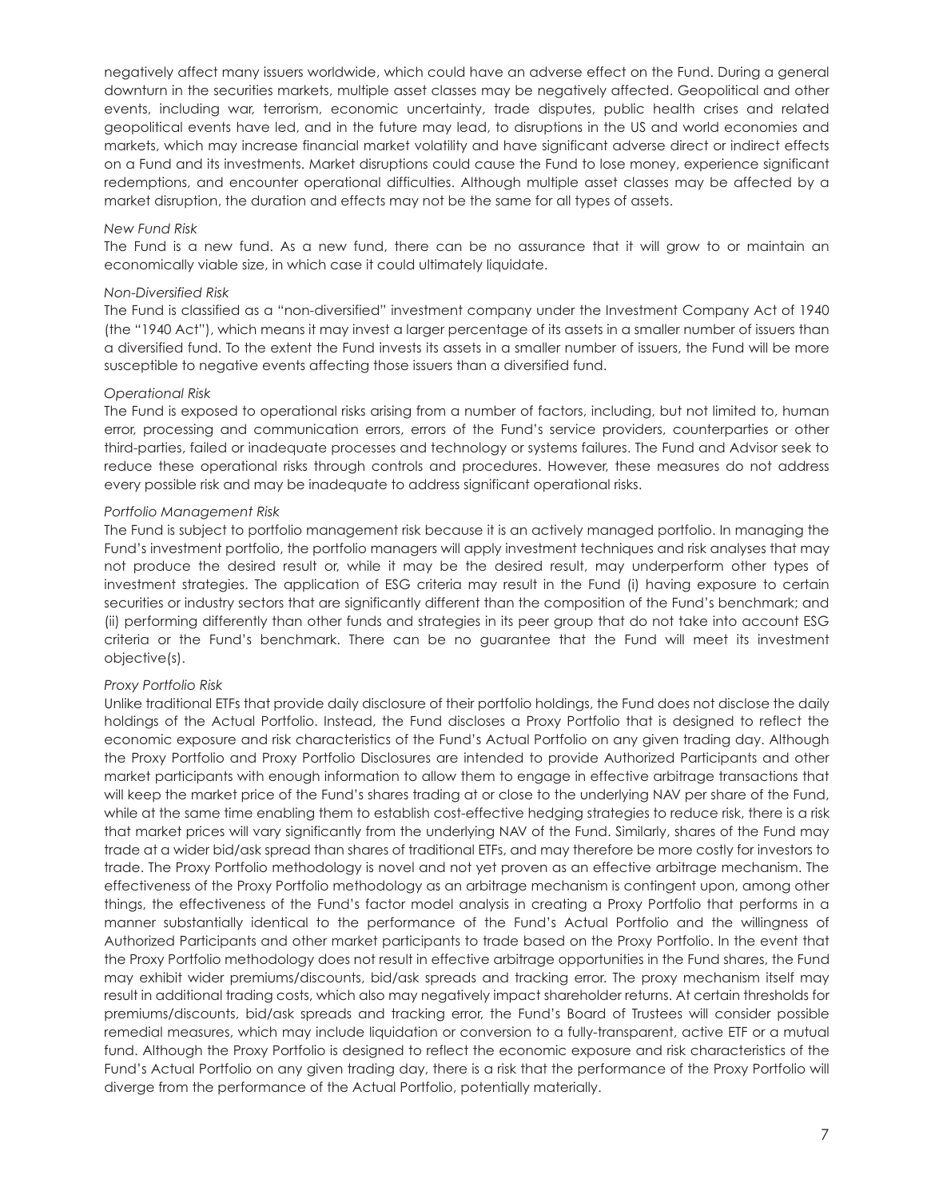negatively affect many issuers worldwide, which could have an adverse effect on the Fund. During a general downturn in the securities markets, multiple asset classes may be negatively affected. Geopolitical and other events, including war, terrorism, economic uncertainty, trade disputes, public health crises and related geopolitical events have led, and in the future may lead, to disruptions in the US and world economies and markets, which may increase financial market volatility and have significant adverse direct or indirect effects on a Fund and its investments. Market disruptions could cause the Fund to lose money, experience significant redemptions, and encounter operational difficulties. Although multiple asset classes may be affected by a market disruption, the duration and effects may not be the same for all types of assets.

*New Fund Risk*

The Fund is a new fund. As a new fund, there can be no assurance that it will grow to or maintain an economically viable size, in which case it could ultimately liquidate.

*Non-Diversified Risk*

The Fund is classified as a "non-diversified" investment company under the Investment Company Act of 1940 (the "1940 Act"), which means it may invest a larger percentage of its assets in a smaller number of issuers than a diversified fund. To the extent the Fund invests its assets in a smaller number of issuers, the Fund will be more susceptible to negative events affecting those issuers than a diversified fund.

*Operational Risk*

The Fund is exposed to operational risks arising from a number of factors, including, but not limited to, human error, processing and communication errors, errors of the Fund's service providers, counterparties or other third-parties, failed or inadequate processes and technology or systems failures. The Fund and Advisor seek to reduce these operational risks through controls and procedures. However, these measures do not address every possible risk and may be inadequate to address significant operational risks.

*Portfolio Management Risk*

The Fund is subject to portfolio management risk because it is an actively managed portfolio. In managing the Fund's investment portfolio, the portfolio managers will apply investment techniques and risk analyses that may not produce the desired result or, while it may be the desired result, may underperform other types of investment strategies. The application of ESG criteria may result in the Fund (i) having exposure to certain securities or industry sectors that are significantly different than the composition of the Fund's benchmark; and (ii) performing differently than other funds and strategies in its peer group that do not take into account ESG criteria or the Fund's benchmark. There can be no guarantee that the Fund will meet its investment objective(s).

*Proxy Portfolio Risk*

Unlike traditional ETFs that provide daily disclosure of their portfolio holdings, the Fund does not disclose the daily holdings of the Actual Portfolio. Instead, the Fund discloses a Proxy Portfolio that is designed to reflect the economic exposure and risk characteristics of the Fund's Actual Portfolio on any given trading day. Although the Proxy Portfolio and Proxy Portfolio Disclosures are intended to provide Authorized Participants and other market participants with enough information to allow them to engage in effective arbitrage transactions that will keep the market price of the Fund's shares trading at or close to the underlying NAV per share of the Fund, while at the same time enabling them to establish cost-effective hedging strategies to reduce risk, there is a risk that market prices will vary significantly from the underlying NAV of the Fund. Similarly, shares of the Fund may trade at a wider bid/ask spread than shares of traditional ETFs, and may therefore be more costly for investors to trade. The Proxy Portfolio methodology is novel and not yet proven as an effective arbitrage mechanism. The effectiveness of the Proxy Portfolio methodology as an arbitrage mechanism is contingent upon, among other things, the effectiveness of the Fund's factor model analysis in creating a Proxy Portfolio that performs in a manner substantially identical to the performance of the Fund's Actual Portfolio and the willingness of Authorized Participants and other market participants to trade based on the Proxy Portfolio. In the event that the Proxy Portfolio methodology does not result in effective arbitrage opportunities in the Fund shares, the Fund may exhibit wider premiums/discounts, bid/ask spreads and tracking error. The proxy mechanism itself may result in additional trading costs, which also may negatively impact shareholder returns. At certain thresholds for premiums/discounts, bid/ask spreads and tracking error, the Fund's Board of Trustees will consider possible remedial measures, which may include liquidation or conversion to a fully-transparent, active ETF or a mutual fund. Although the Proxy Portfolio is designed to reflect the economic exposure and risk characteristics of the Fund's Actual Portfolio on any given trading day, there is a risk that the performance of the Proxy Portfolio will diverge from the performance of the Actual Portfolio, potentially materially.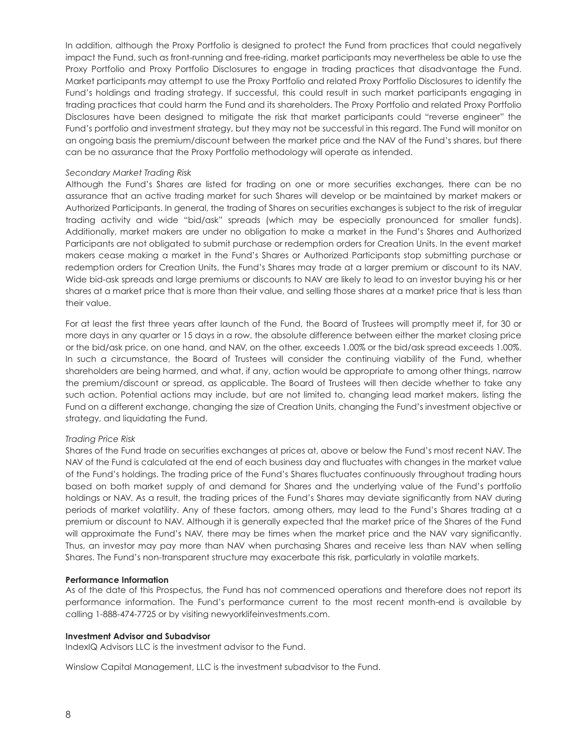In addition, although the Proxy Portfolio is designed to protect the Fund from practices that could negatively impact the Fund, such as front-running and free-riding, market participants may nevertheless be able to use the Proxy Portfolio and Proxy Portfolio Disclosures to engage in trading practices that disadvantage the Fund. Market participants may attempt to use the Proxy Portfolio and related Proxy Portfolio Disclosures to identify the Fund's holdings and trading strategy. If successful, this could result in such market participants engaging in trading practices that could harm the Fund and its shareholders. The Proxy Portfolio and related Proxy Portfolio Disclosures have been designed to mitigate the risk that market participants could "reverse engineer" the Fund's portfolio and investment strategy, but they may not be successful in this regard. The Fund will monitor on an ongoing basis the premium/discount between the market price and the NAV of the Fund's shares, but there can be no assurance that the Proxy Portfolio methodology will operate as intended.

*Secondary Market Trading Risk*

Although the Fund's Shares are listed for trading on one or more securities exchanges, there can be no assurance that an active trading market for such Shares will develop or be maintained by market makers or Authorized Participants. In general, the trading of Shares on securities exchanges is subject to the risk of irregular trading activity and wide "bid/ask" spreads (which may be especially pronounced for smaller funds). Additionally, market makers are under no obligation to make a market in the Fund's Shares and Authorized Participants are not obligated to submit purchase or redemption orders for Creation Units. In the event market makers cease making a market in the Fund's Shares or Authorized Participants stop submitting purchase or redemption orders for Creation Units, the Fund's Shares may trade at a larger premium or discount to its NAV. Wide bid-ask spreads and large premiums or discounts to NAV are likely to lead to an investor buying his or her shares at a market price that is more than their value, and selling those shares at a market price that is less than their value.

For at least the first three years after launch of the Fund, the Board of Trustees will promptly meet if, for 30 or more days in any quarter or 15 days in a row, the absolute difference between either the market closing price or the bid/ask price, on one hand, and NAV, on the other, exceeds 1.00% or the bid/ask spread exceeds 1.00%. In such a circumstance, the Board of Trustees will consider the continuing viability of the Fund, whether shareholders are being harmed, and what, if any, action would be appropriate to among other things, narrow the premium/discount or spread, as applicable. The Board of Trustees will then decide whether to take any such action. Potential actions may include, but are not limited to, changing lead market makers, listing the Fund on a different exchange, changing the size of Creation Units, changing the Fund's investment objective or strategy, and liquidating the Fund.

*Trading Price Risk*

Shares of the Fund trade on securities exchanges at prices at, above or below the Fund's most recent NAV. The NAV of the Fund is calculated at the end of each business day and fluctuates with changes in the market value of the Fund's holdings. The trading price of the Fund's Shares fluctuates continuously throughout trading hours based on both market supply of and demand for Shares and the underlying value of the Fund's portfolio holdings or NAV. As a result, the trading prices of the Fund's Shares may deviate significantly from NAV during periods of market volatility. Any of these factors, among others, may lead to the Fund's Shares trading at a premium or discount to NAV. Although it is generally expected that the market price of the Shares of the Fund will approximate the Fund's NAV, there may be times when the market price and the NAV vary significantly. Thus, an investor may pay more than NAV when purchasing Shares and receive less than NAV when selling Shares. The Fund's non-transparent structure may exacerbate this risk, particularly in volatile markets.

**Performance Information**

As of the date of this Prospectus, the Fund has not commenced operations and therefore does not report its performance information. The Fund's performance current to the most recent month-end is available by calling 1-888-474-7725 or by visiting newyorklifeinvestments.com.

**Investment Advisor and Subadvisor**

IndexIQ Advisors LLC is the investment advisor to the Fund.

Winslow Capital Management, LLC is the investment subadvisor to the Fund.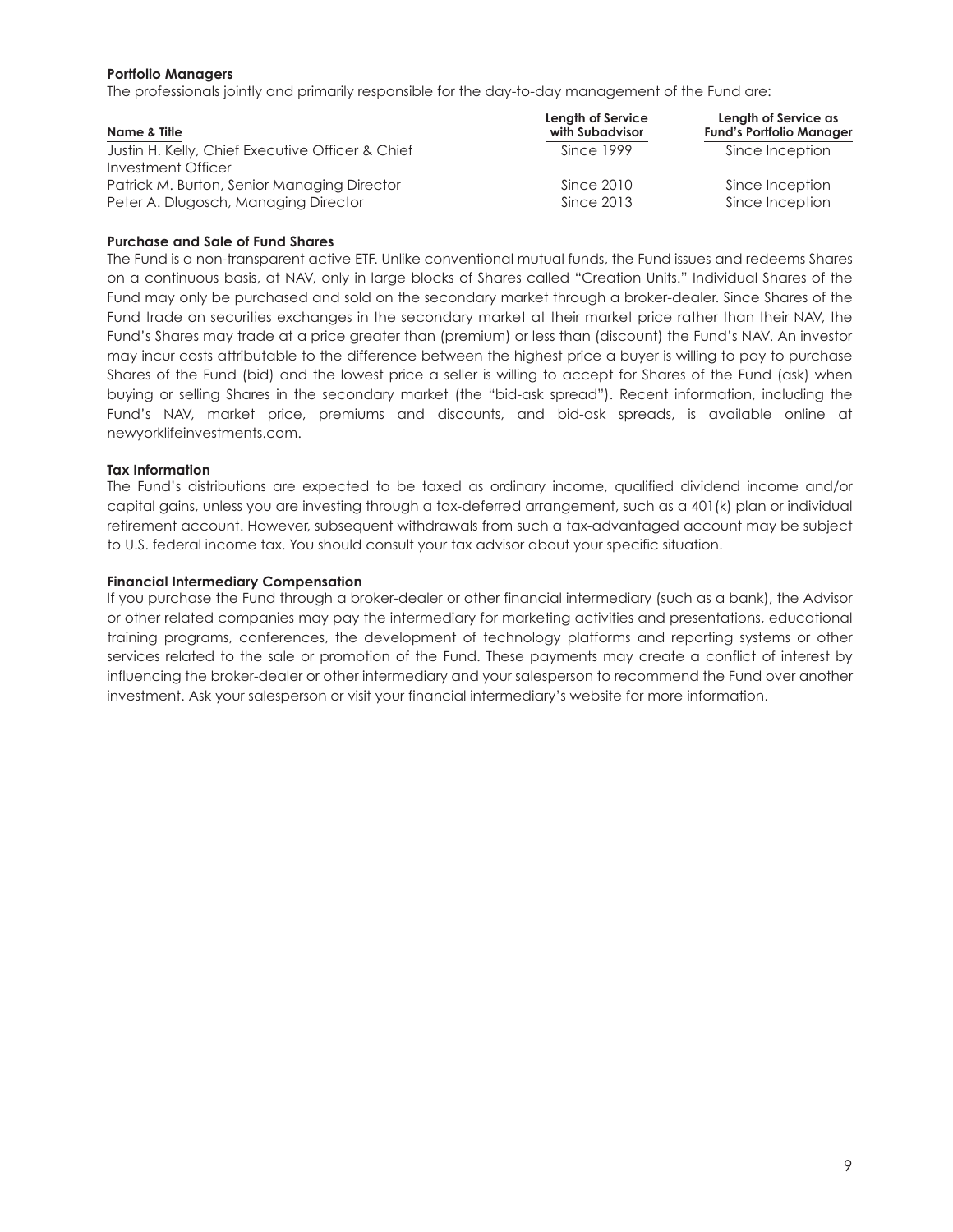**Portfolio Managers**

The professionals jointly and primarily responsible for the day-to-day management of the Fund are:

| Name & Title | Length of Service with Subadvisor | Length of Service as Fund's Portfolio Manager |
|---|---|---|
| Justin H. Kelly, Chief Executive Officer & Chief Investment Officer | Since 1999 | Since Inception |
| Patrick M. Burton, Senior Managing Director | Since 2010 | Since Inception |
| Peter A. Dlugosch, Managing Director | Since 2013 | Since Inception |

**Purchase and Sale of Fund Shares**

The Fund is a non-transparent active ETF. Unlike conventional mutual funds, the Fund issues and redeems Shares on a continuous basis, at NAV, only in large blocks of Shares called "Creation Units." Individual Shares of the Fund may only be purchased and sold on the secondary market through a broker-dealer. Since Shares of the Fund trade on securities exchanges in the secondary market at their market price rather than their NAV, the Fund's Shares may trade at a price greater than (premium) or less than (discount) the Fund's NAV. An investor may incur costs attributable to the difference between the highest price a buyer is willing to pay to purchase Shares of the Fund (bid) and the lowest price a seller is willing to accept for Shares of the Fund (ask) when buying or selling Shares in the secondary market (the "bid-ask spread"). Recent information, including the Fund's NAV, market price, premiums and discounts, and bid-ask spreads, is available online at newyorklifeinvestments.com.

**Tax Information**

The Fund's distributions are expected to be taxed as ordinary income, qualified dividend income and/or capital gains, unless you are investing through a tax-deferred arrangement, such as a 401(k) plan or individual retirement account. However, subsequent withdrawals from such a tax-advantaged account may be subject to U.S. federal income tax. You should consult your tax advisor about your specific situation.

**Financial Intermediary Compensation**

If you purchase the Fund through a broker-dealer or other financial intermediary (such as a bank), the Advisor or other related companies may pay the intermediary for marketing activities and presentations, educational training programs, conferences, the development of technology platforms and reporting systems or other services related to the sale or promotion of the Fund. These payments may create a conflict of interest by influencing the broker-dealer or other intermediary and your salesperson to recommend the Fund over another investment. Ask your salesperson or visit your financial intermediary's website for more information.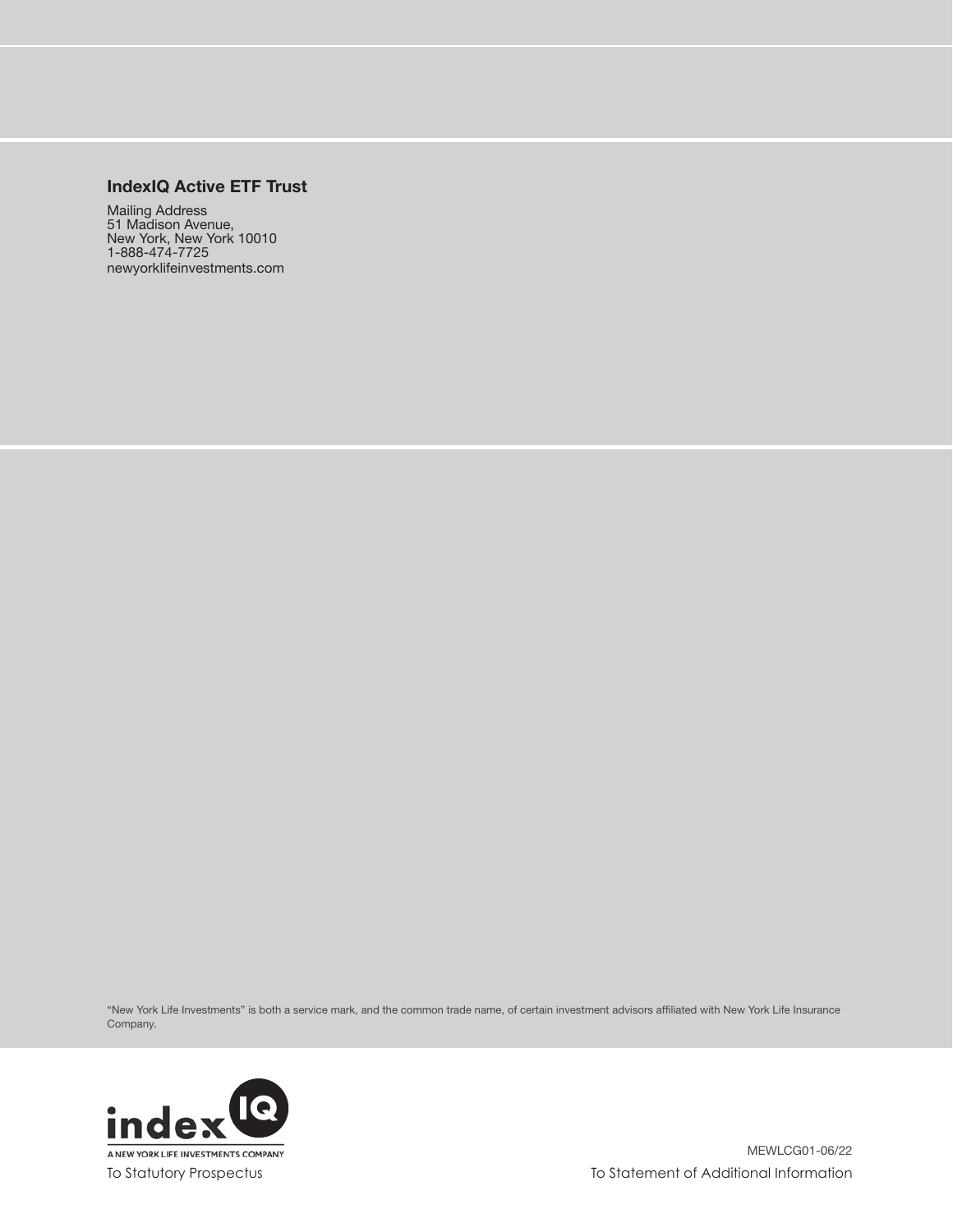**IndexIQ Active ETF Trust**

Mailing Address
51 Madison Avenue,
New York, New York 10010
1-888-474-7725
newyorklifeinvestments.com

"New York Life Investments" is both a service mark, and the common trade name, of certain investment advisors affiliated with New York Life Insurance Company.

index IQ
A NEW YORK LIFE INVESTMENTS COMPANY

MEWLCG01-06/22

To Statutory Prospectus

To Statement of Additional Information